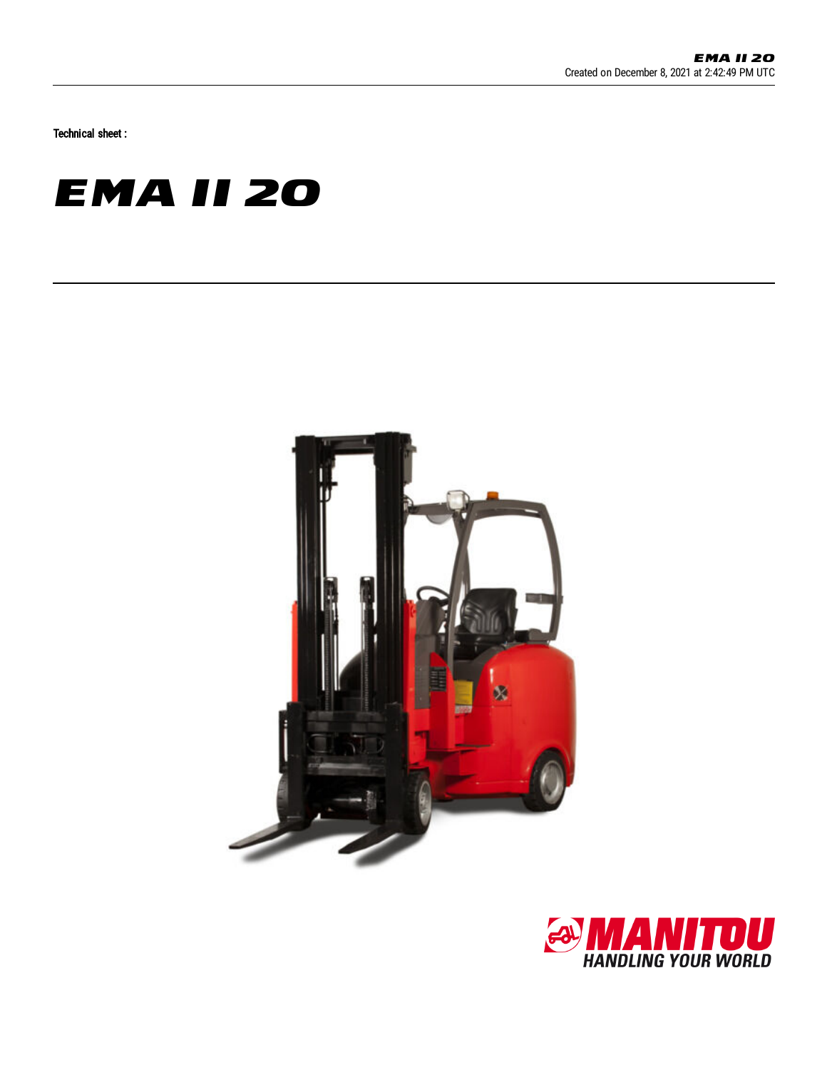Technical sheet :

# EMA II 20

MANITOU
HANDLING YOUR WORLD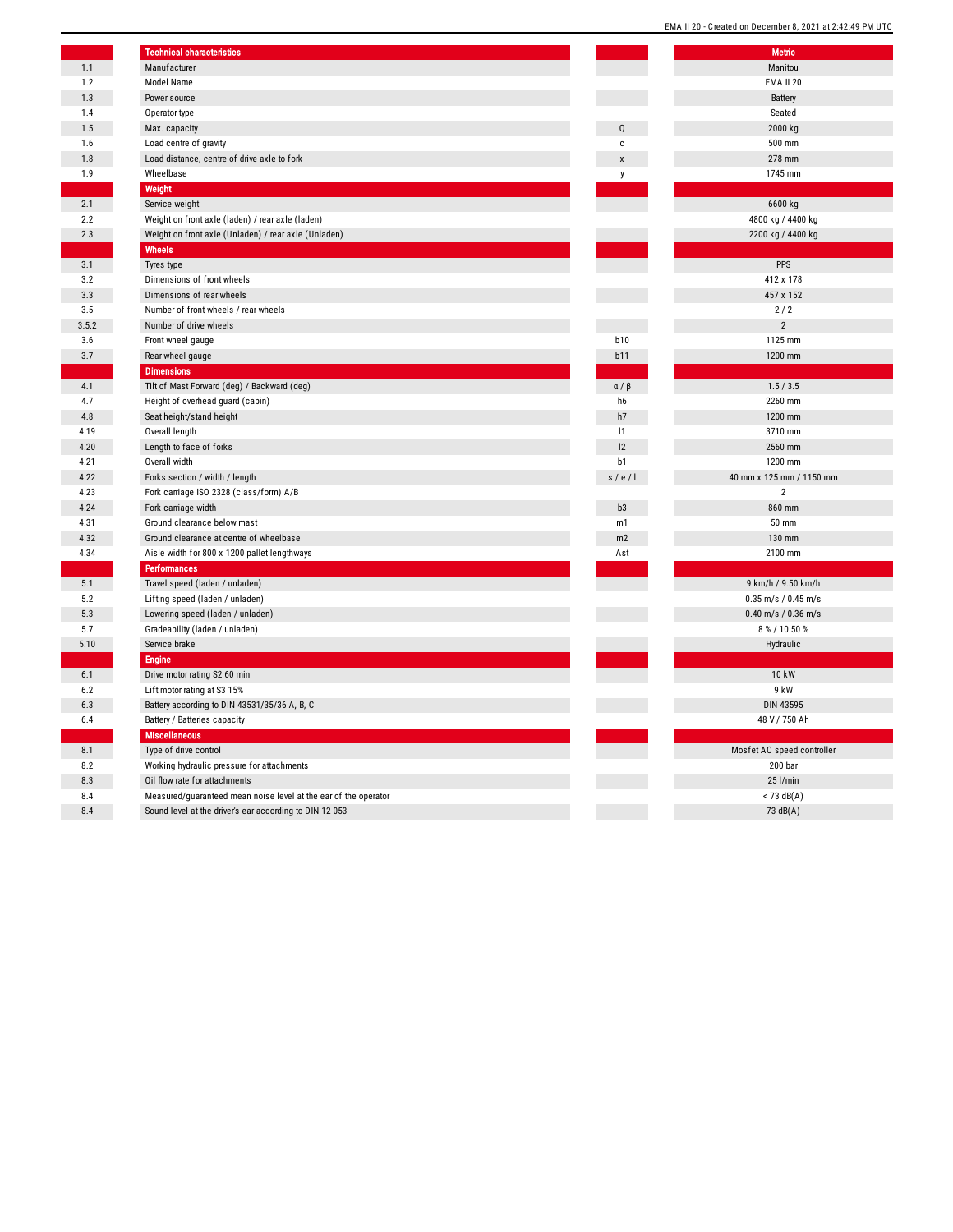| | Technical characteristics | | Metric |
|---|---|---|---|
| 1.1 | Manufacturer | | Manitou |
| 1.2 | Model Name | | EMA II 20 |
| 1.3 | Power source | | Battery |
| 1.4 | Operator type | | Seated |
| 1.5 | Max. capacity | Q | 2000 kg |
| 1.6 | Load centre of gravity | c | 500 mm |
| 1.8 | Load distance, centre of drive axle to fork | x | 278 mm |
| 1.9 | Wheelbase | y | 1745 mm |
| | **Weight** | | |
| 2.1 | Service weight | | 6600 kg |
| 2.2 | Weight on front axle (laden) / rear axle (laden) | | 4800 kg / 4400 kg |
| 2.3 | Weight on front axle (Unladen) / rear axle (Unladen) | | 2200 kg / 4400 kg |
| | **Wheels** | | |
| 3.1 | Tyres type | | PPS |
| 3.2 | Dimensions of front wheels | | 412 x 178 |
| 3.3 | Dimensions of rear wheels | | 457 x 152 |
| 3.5 | Number of front wheels / rear wheels | | 2 / 2 |
| 3.5.2 | Number of drive wheels | | 2 |
| 3.6 | Front wheel gauge | b10 | 1125 mm |
| 3.7 | Rear wheel gauge | b11 | 1200 mm |
| | **Dimensions** | | |
| 4.1 | Tilt of Mast Forward (deg) / Backward (deg) | α / β | 1.5 / 3.5 |
| 4.7 | Height of overhead guard (cabin) | h6 | 2260 mm |
| 4.8 | Seat height/stand height | h7 | 1200 mm |
| 4.19 | Overall length | l1 | 3710 mm |
| 4.20 | Length to face of forks | l2 | 2560 mm |
| 4.21 | Overall width | b1 | 1200 mm |
| 4.22 | Forks section / width / length | s / e / l | 40 mm x 125 mm / 1150 mm |
| 4.23 | Fork carriage ISO 2328 (class/form) A/B | | 2 |
| 4.24 | Fork carriage width | b3 | 860 mm |
| 4.31 | Ground clearance below mast | m1 | 50 mm |
| 4.32 | Ground clearance at centre of wheelbase | m2 | 130 mm |
| 4.34 | Aisle width for 800 x 1200 pallet lengthways | Ast | 2100 mm |
| | **Performances** | | |
| 5.1 | Travel speed (laden / unladen) | | 9 km/h / 9.50 km/h |
| 5.2 | Lifting speed (laden / unladen) | | 0.35 m/s / 0.45 m/s |
| 5.3 | Lowering speed (laden / unladen) | | 0.40 m/s / 0.36 m/s |
| 5.7 | Gradeability (laden / unladen) | | 8 % / 10.50 % |
| 5.10 | Service brake | | Hydraulic |
| | **Engine** | | |
| 6.1 | Drive motor rating S2 60 min | | 10 kW |
| 6.2 | Lift motor rating at S3 15% | | 9 kW |
| 6.3 | Battery according to DIN 43531/35/36 A, B, C | | DIN 43595 |
| 6.4 | Battery / Batteries capacity | | 48 V / 750 Ah |
| | **Miscellaneous** | | |
| 8.1 | Type of drive control | | Mosfet AC speed controller |
| 8.2 | Working hydraulic pressure for attachments | | 200 bar |
| 8.3 | Oil flow rate for attachments | | 25 l/min |
| 8.4 | Measured/guaranteed mean noise level at the ear of the operator | | < 73 dB(A) |
| 8.4 | Sound level at the driver's ear according to DIN 12 053 | | 73 dB(A) |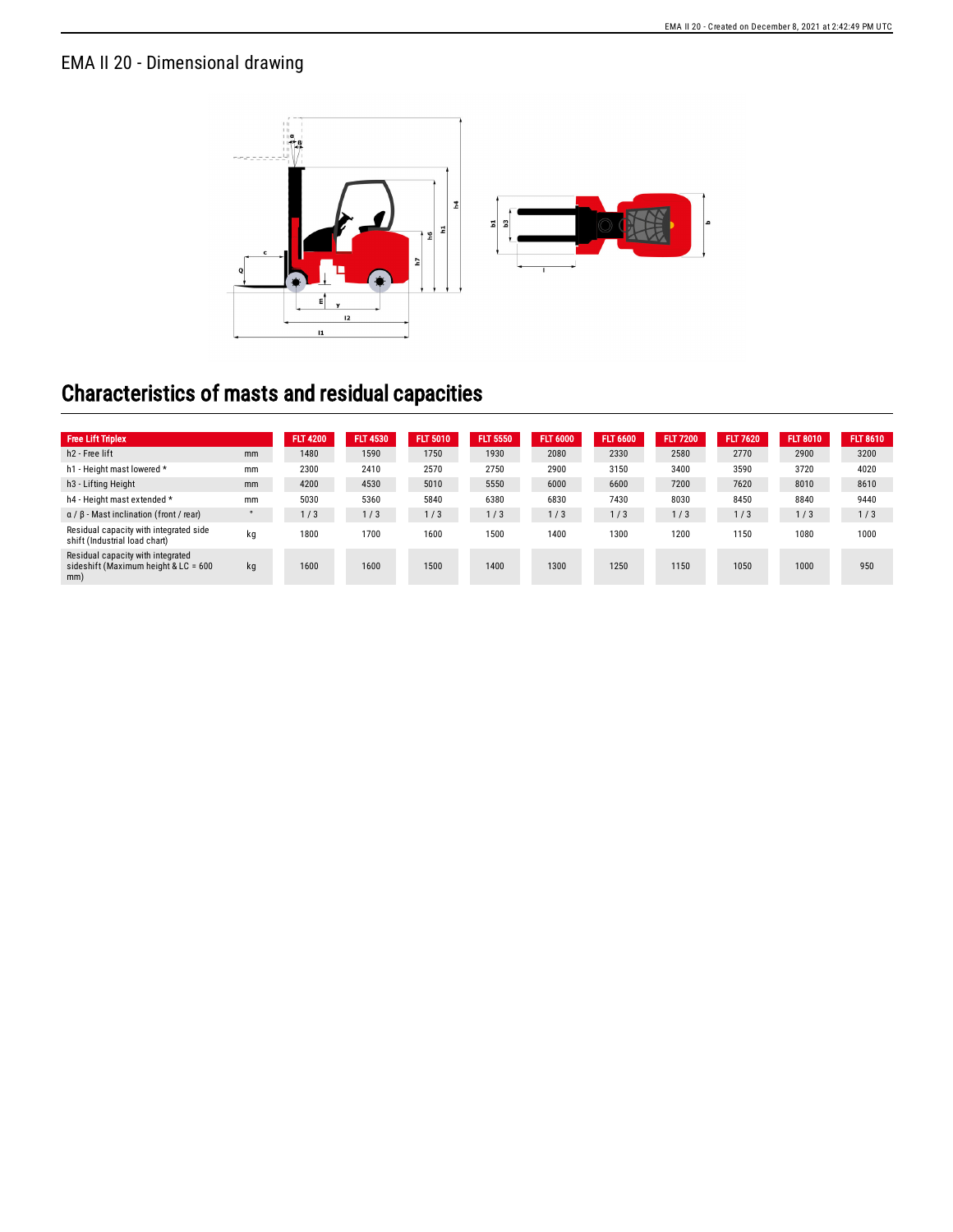# EMA II 20 - Dimensional drawing

# Characteristics of masts and residual capacities

| Free Lift Triplex | | FLT 4200 | FLT 4530 | FLT 5010 | FLT 5550 | FLT 6000 | FLT 6600 | FLT 7200 | FLT 7620 | FLT 8010 | FLT 8610 |
|---|---|---|---|---|---|---|---|---|---|---|---|
| h2 - Free lift | mm | 1480 | 1590 | 1750 | 1930 | 2080 | 2330 | 2580 | 2770 | 2900 | 3200 |
| h1 - Height mast lowered * | mm | 2300 | 2410 | 2570 | 2750 | 2900 | 3150 | 3400 | 3590 | 3720 | 4020 |
| h3 - Lifting Height | mm | 4200 | 4530 | 5010 | 5550 | 6000 | 6600 | 7200 | 7620 | 8010 | 8610 |
| h4 - Height mast extended * | mm | 5030 | 5360 | 5840 | 6380 | 6830 | 7430 | 8030 | 8450 | 8840 | 9440 |
| α / β - Mast inclination (front / rear) | ° | 1 / 3 | 1 / 3 | 1 / 3 | 1 / 3 | 1 / 3 | 1 / 3 | 1 / 3 | 1 / 3 | 1 / 3 | 1 / 3 |
| Residual capacity with integrated side shift (Industrial load chart) | kg | 1800 | 1700 | 1600 | 1500 | 1400 | 1300 | 1200 | 1150 | 1080 | 1000 |
| Residual capacity with integrated sideshift (Maximum height & LC = 600 mm) | kg | 1600 | 1600 | 1500 | 1400 | 1300 | 1250 | 1150 | 1050 | 1000 | 950 |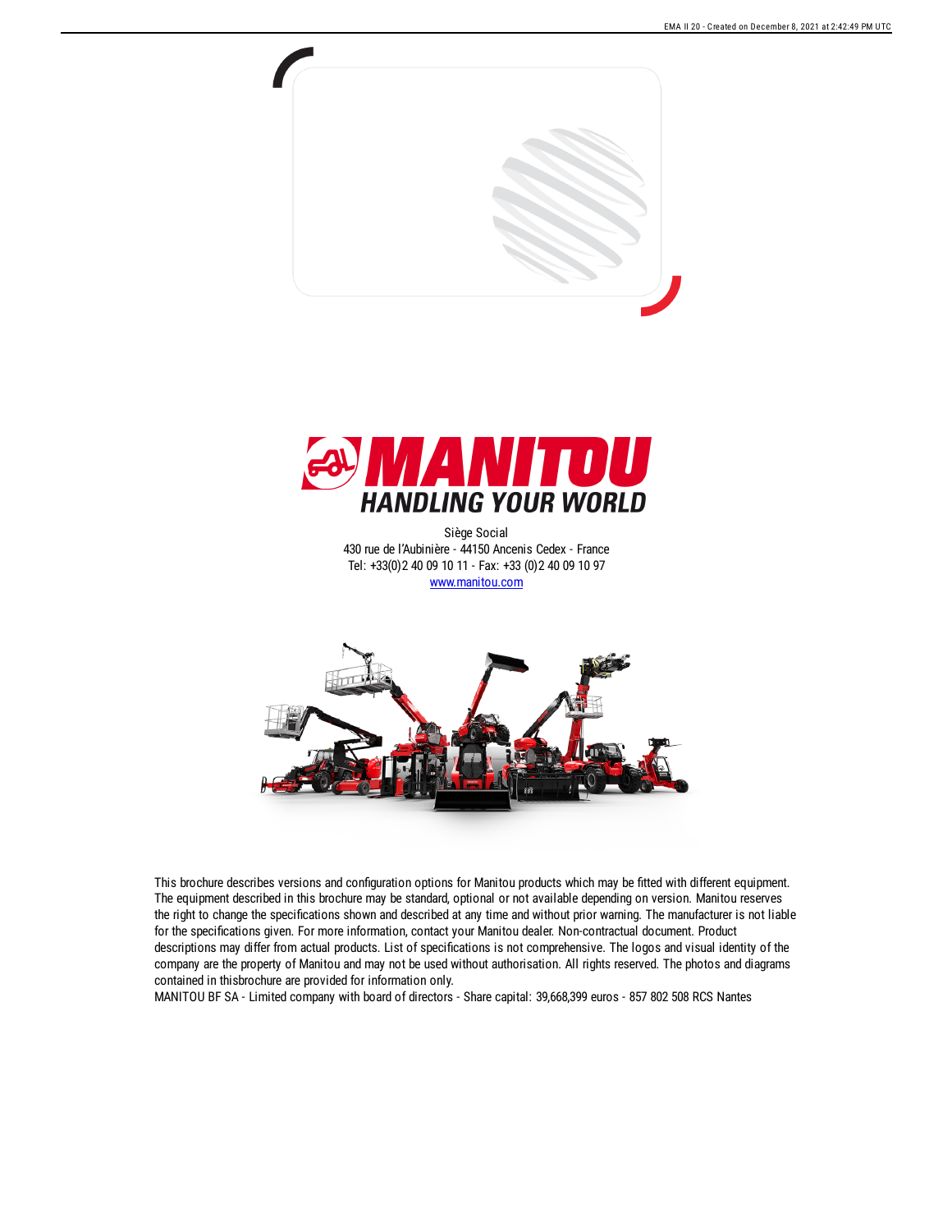MANITOU

HANDLING YOUR WORLD

Siège Social
430 rue de l'Aubinière - 44150 Ancenis Cedex - France
Tel: +33(0)2 40 09 10 11 - Fax: +33 (0)2 40 09 10 97
www.manitou.com

This brochure describes versions and configuration options for Manitou products which may be fitted with different equipment. The equipment described in this brochure may be standard, optional or not available depending on version. Manitou reserves the right to change the specifications shown and described at any time and without prior warning. The manufacturer is not liable for the specifications given. For more information, contact your Manitou dealer. Non-contractual document. Product descriptions may differ from actual products. List of specifications is not comprehensive. The logos and visual identity of the company are the property of Manitou and may not be used without authorisation. All rights reserved. The photos and diagrams contained in thisbrochure are provided for information only.
MANITOU BF SA - Limited company with board of directors - Share capital: 39,668,399 euros - 857 802 508 RCS Nantes